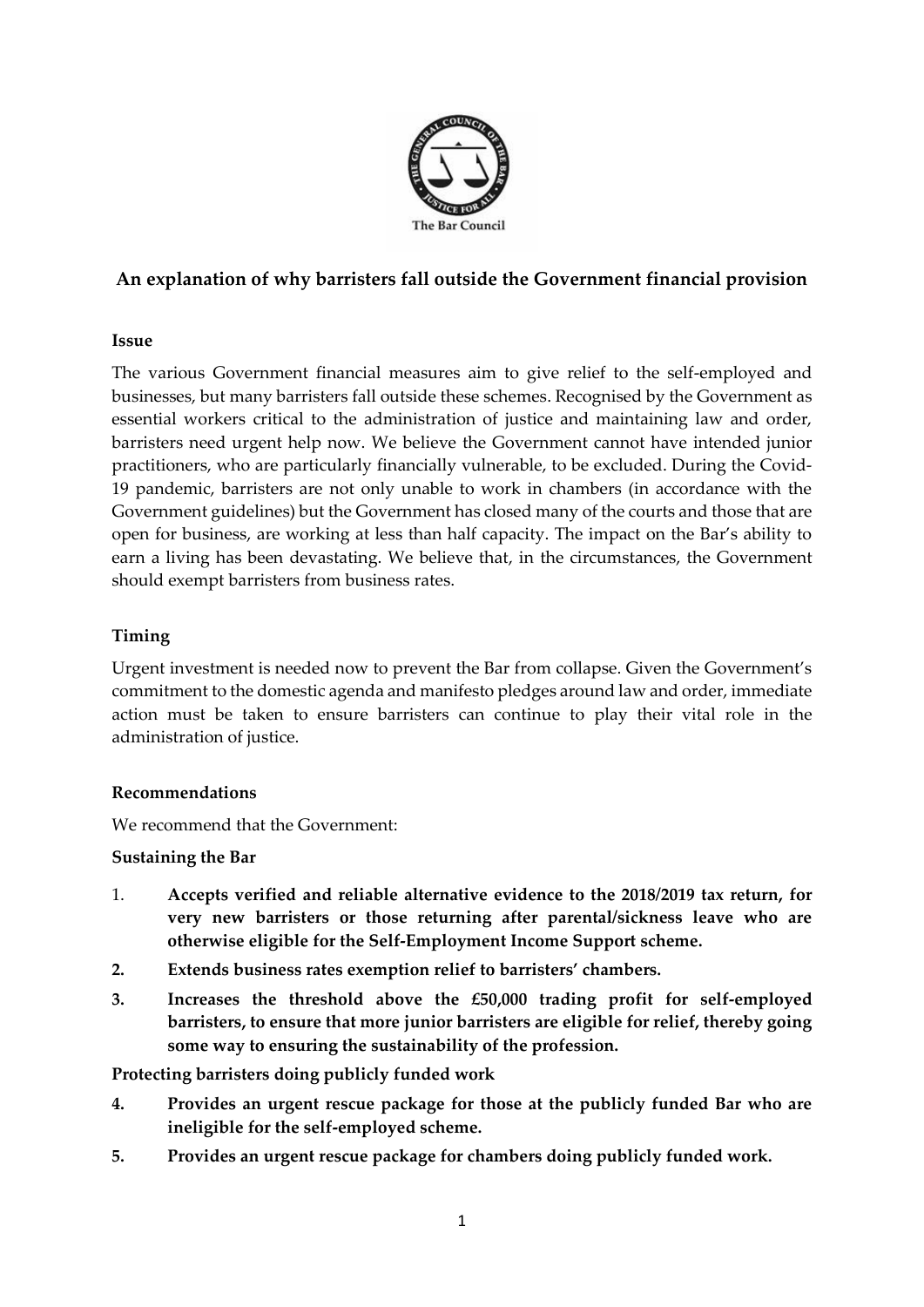The Bar Council

## An explanation of why barristers fall outside the Government financial provision

### Issue

The various Government financial measures aim to give relief to the self-employed and businesses, but many barristers fall outside these schemes. Recognised by the Government as essential workers critical to the administration of justice and maintaining law and order, barristers need urgent help now. We believe the Government cannot have intended junior practitioners, who are particularly financially vulnerable, to be excluded. During the Covid-19 pandemic, barristers are not only unable to work in chambers (in accordance with the Government guidelines) but the Government has closed many of the courts and those that are open for business, are working at less than half capacity. The impact on the Bar's ability to earn a living has been devastating. We believe that, in the circumstances, the Government should exempt barristers from business rates.

### Timing

Urgent investment is needed now to prevent the Bar from collapse. Given the Government's commitment to the domestic agenda and manifesto pledges around law and order, immediate action must be taken to ensure barristers can continue to play their vital role in the administration of justice.

### Recommendations

We recommend that the Government:

**Sustaining the Bar**

1. **Accepts verified and reliable alternative evidence to the 2018/2019 tax return, for very new barristers or those returning after parental/sickness leave who are otherwise eligible for the Self-Employment Income Support scheme.**
2. **Extends business rates exemption relief to barristers' chambers.**
3. **Increases the threshold above the £50,000 trading profit for self-employed barristers, to ensure that more junior barristers are eligible for relief, thereby going some way to ensuring the sustainability of the profession.**

**Protecting barristers doing publicly funded work**

4. **Provides an urgent rescue package for those at the publicly funded Bar who are ineligible for the self-employed scheme.**
5. **Provides an urgent rescue package for chambers doing publicly funded work.**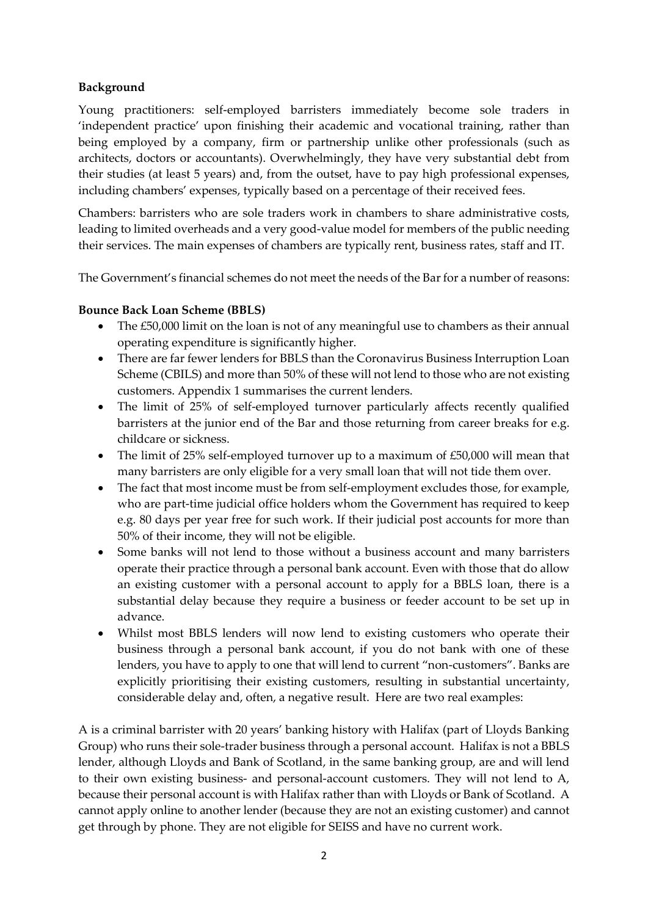**Background**

Young practitioners: self-employed barristers immediately become sole traders in 'independent practice' upon finishing their academic and vocational training, rather than being employed by a company, firm or partnership unlike other professionals (such as architects, doctors or accountants). Overwhelmingly, they have very substantial debt from their studies (at least 5 years) and, from the outset, have to pay high professional expenses, including chambers' expenses, typically based on a percentage of their received fees.

Chambers: barristers who are sole traders work in chambers to share administrative costs, leading to limited overheads and a very good-value model for members of the public needing their services. The main expenses of chambers are typically rent, business rates, staff and IT.

The Government's financial schemes do not meet the needs of the Bar for a number of reasons:

**Bounce Back Loan Scheme (BBLS)**

- The £50,000 limit on the loan is not of any meaningful use to chambers as their annual operating expenditure is significantly higher.
- There are far fewer lenders for BBLS than the Coronavirus Business Interruption Loan Scheme (CBILS) and more than 50% of these will not lend to those who are not existing customers. Appendix 1 summarises the current lenders.
- The limit of 25% of self-employed turnover particularly affects recently qualified barristers at the junior end of the Bar and those returning from career breaks for e.g. childcare or sickness.
- The limit of 25% self-employed turnover up to a maximum of £50,000 will mean that many barristers are only eligible for a very small loan that will not tide them over.
- The fact that most income must be from self-employment excludes those, for example, who are part-time judicial office holders whom the Government has required to keep e.g. 80 days per year free for such work. If their judicial post accounts for more than 50% of their income, they will not be eligible.
- Some banks will not lend to those without a business account and many barristers operate their practice through a personal bank account. Even with those that do allow an existing customer with a personal account to apply for a BBLS loan, there is a substantial delay because they require a business or feeder account to be set up in advance.
- Whilst most BBLS lenders will now lend to existing customers who operate their business through a personal bank account, if you do not bank with one of these lenders, you have to apply to one that will lend to current "non-customers". Banks are explicitly prioritising their existing customers, resulting in substantial uncertainty, considerable delay and, often, a negative result. Here are two real examples:

A is a criminal barrister with 20 years' banking history with Halifax (part of Lloyds Banking Group) who runs their sole-trader business through a personal account. Halifax is not a BBLS lender, although Lloyds and Bank of Scotland, in the same banking group, are and will lend to their own existing business- and personal-account customers. They will not lend to A, because their personal account is with Halifax rather than with Lloyds or Bank of Scotland. A cannot apply online to another lender (because they are not an existing customer) and cannot get through by phone. They are not eligible for SEISS and have no current work.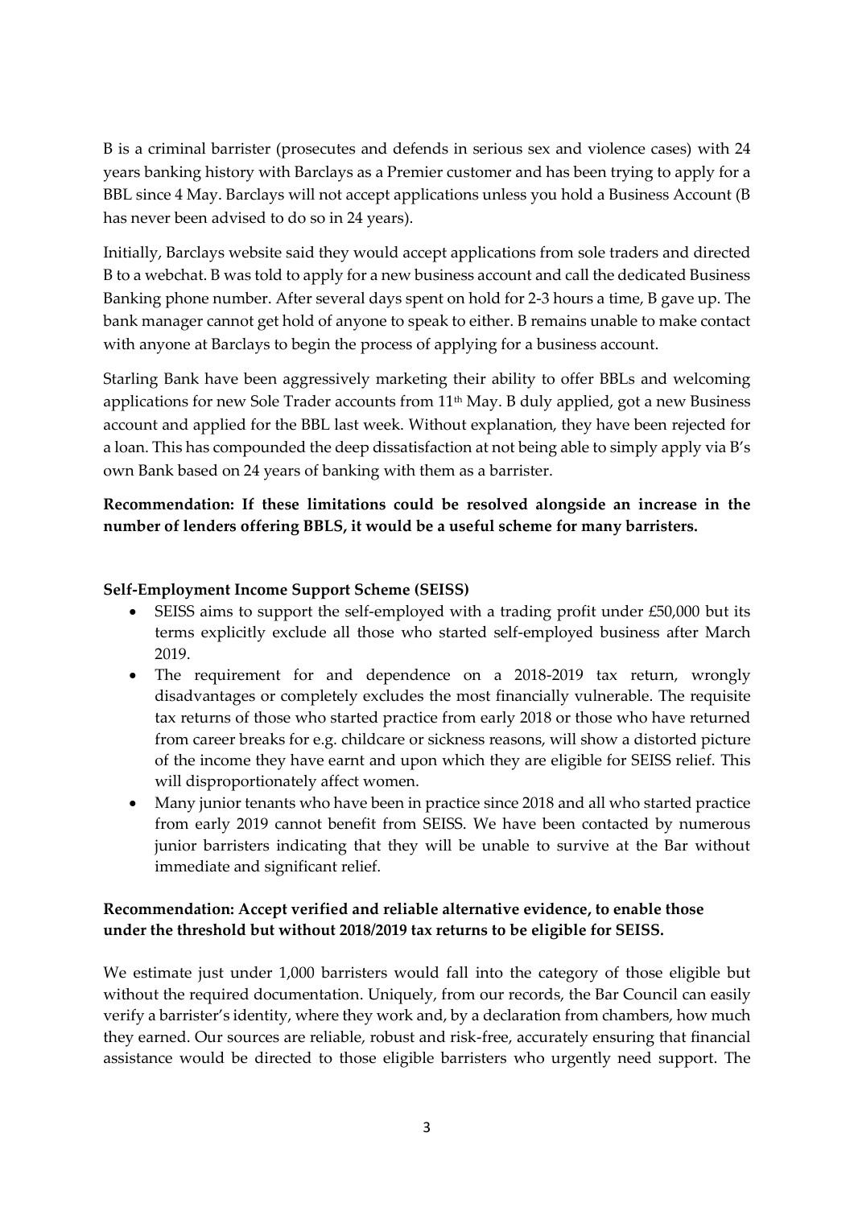B is a criminal barrister (prosecutes and defends in serious sex and violence cases) with 24 years banking history with Barclays as a Premier customer and has been trying to apply for a BBL since 4 May. Barclays will not accept applications unless you hold a Business Account (B has never been advised to do so in 24 years).

Initially, Barclays website said they would accept applications from sole traders and directed B to a webchat. B was told to apply for a new business account and call the dedicated Business Banking phone number. After several days spent on hold for 2-3 hours a time, B gave up. The bank manager cannot get hold of anyone to speak to either. B remains unable to make contact with anyone at Barclays to begin the process of applying for a business account.

Starling Bank have been aggressively marketing their ability to offer BBLs and welcoming applications for new Sole Trader accounts from 11th May. B duly applied, got a new Business account and applied for the BBL last week. Without explanation, they have been rejected for a loan. This has compounded the deep dissatisfaction at not being able to simply apply via B's own Bank based on 24 years of banking with them as a barrister.

**Recommendation: If these limitations could be resolved alongside an increase in the number of lenders offering BBLS, it would be a useful scheme for many barristers.**

**Self-Employment Income Support Scheme (SEISS)**

- SEISS aims to support the self-employed with a trading profit under £50,000 but its terms explicitly exclude all those who started self-employed business after March 2019.
- The requirement for and dependence on a 2018-2019 tax return, wrongly disadvantages or completely excludes the most financially vulnerable. The requisite tax returns of those who started practice from early 2018 or those who have returned from career breaks for e.g. childcare or sickness reasons, will show a distorted picture of the income they have earnt and upon which they are eligible for SEISS relief. This will disproportionately affect women.
- Many junior tenants who have been in practice since 2018 and all who started practice from early 2019 cannot benefit from SEISS. We have been contacted by numerous junior barristers indicating that they will be unable to survive at the Bar without immediate and significant relief.

**Recommendation: Accept verified and reliable alternative evidence, to enable those under the threshold but without 2018/2019 tax returns to be eligible for SEISS.**

We estimate just under 1,000 barristers would fall into the category of those eligible but without the required documentation. Uniquely, from our records, the Bar Council can easily verify a barrister's identity, where they work and, by a declaration from chambers, how much they earned. Our sources are reliable, robust and risk-free, accurately ensuring that financial assistance would be directed to those eligible barristers who urgently need support. The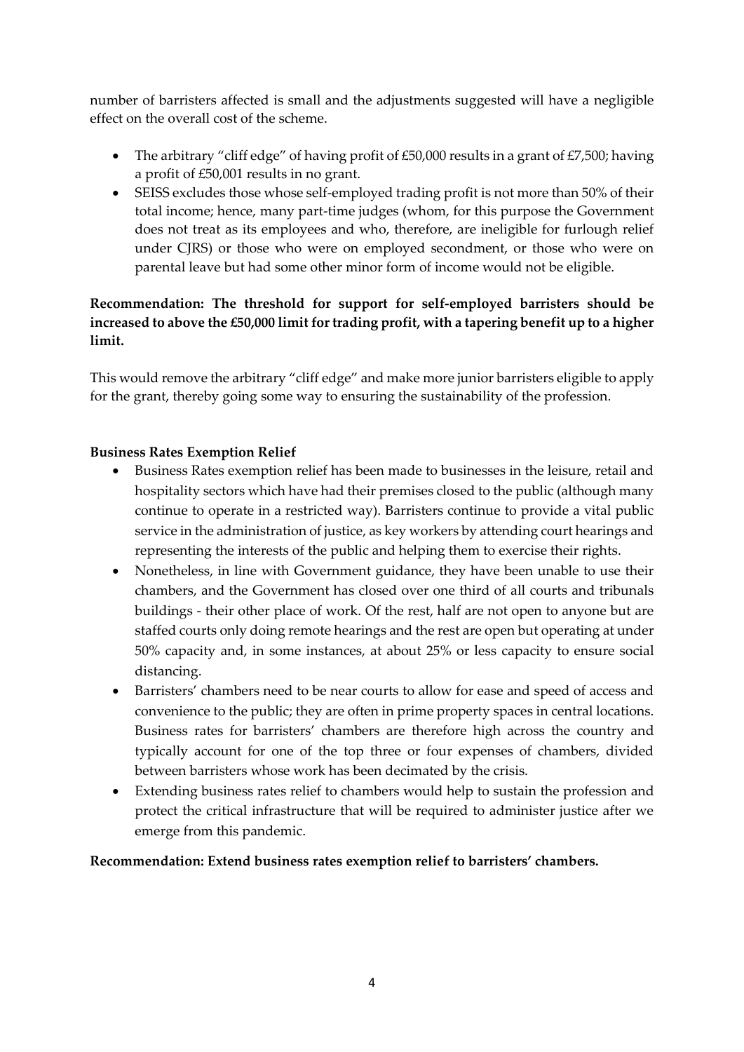number of barristers affected is small and the adjustments suggested will have a negligible effect on the overall cost of the scheme.

- The arbitrary "cliff edge" of having profit of £50,000 results in a grant of £7,500; having a profit of £50,001 results in no grant.
- SEISS excludes those whose self-employed trading profit is not more than 50% of their total income; hence, many part-time judges (whom, for this purpose the Government does not treat as its employees and who, therefore, are ineligible for furlough relief under CJRS) or those who were on employed secondment, or those who were on parental leave but had some other minor form of income would not be eligible.

**Recommendation: The threshold for support for self-employed barristers should be increased to above the £50,000 limit for trading profit, with a tapering benefit up to a higher limit.**

This would remove the arbitrary "cliff edge" and make more junior barristers eligible to apply for the grant, thereby going some way to ensuring the sustainability of the profession.

**Business Rates Exemption Relief**

- Business Rates exemption relief has been made to businesses in the leisure, retail and hospitality sectors which have had their premises closed to the public (although many continue to operate in a restricted way). Barristers continue to provide a vital public service in the administration of justice, as key workers by attending court hearings and representing the interests of the public and helping them to exercise their rights.
- Nonetheless, in line with Government guidance, they have been unable to use their chambers, and the Government has closed over one third of all courts and tribunals buildings - their other place of work. Of the rest, half are not open to anyone but are staffed courts only doing remote hearings and the rest are open but operating at under 50% capacity and, in some instances, at about 25% or less capacity to ensure social distancing.
- Barristers' chambers need to be near courts to allow for ease and speed of access and convenience to the public; they are often in prime property spaces in central locations. Business rates for barristers' chambers are therefore high across the country and typically account for one of the top three or four expenses of chambers, divided between barristers whose work has been decimated by the crisis.
- Extending business rates relief to chambers would help to sustain the profession and protect the critical infrastructure that will be required to administer justice after we emerge from this pandemic.

**Recommendation: Extend business rates exemption relief to barristers' chambers.**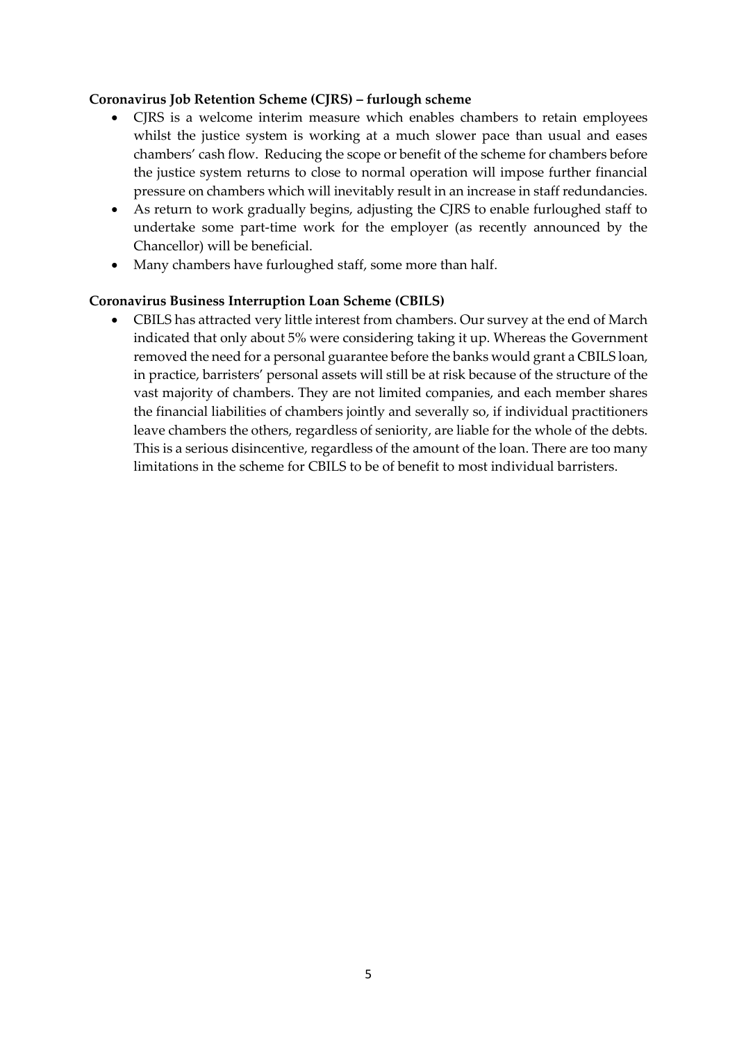**Coronavirus Job Retention Scheme (CJRS) – furlough scheme**

- CJRS is a welcome interim measure which enables chambers to retain employees whilst the justice system is working at a much slower pace than usual and eases chambers' cash flow. Reducing the scope or benefit of the scheme for chambers before the justice system returns to close to normal operation will impose further financial pressure on chambers which will inevitably result in an increase in staff redundancies.
- As return to work gradually begins, adjusting the CJRS to enable furloughed staff to undertake some part-time work for the employer (as recently announced by the Chancellor) will be beneficial.
- Many chambers have furloughed staff, some more than half.

**Coronavirus Business Interruption Loan Scheme (CBILS)**

- CBILS has attracted very little interest from chambers. Our survey at the end of March indicated that only about 5% were considering taking it up. Whereas the Government removed the need for a personal guarantee before the banks would grant a CBILS loan, in practice, barristers' personal assets will still be at risk because of the structure of the vast majority of chambers. They are not limited companies, and each member shares the financial liabilities of chambers jointly and severally so, if individual practitioners leave chambers the others, regardless of seniority, are liable for the whole of the debts. This is a serious disincentive, regardless of the amount of the loan. There are too many limitations in the scheme for CBILS to be of benefit to most individual barristers.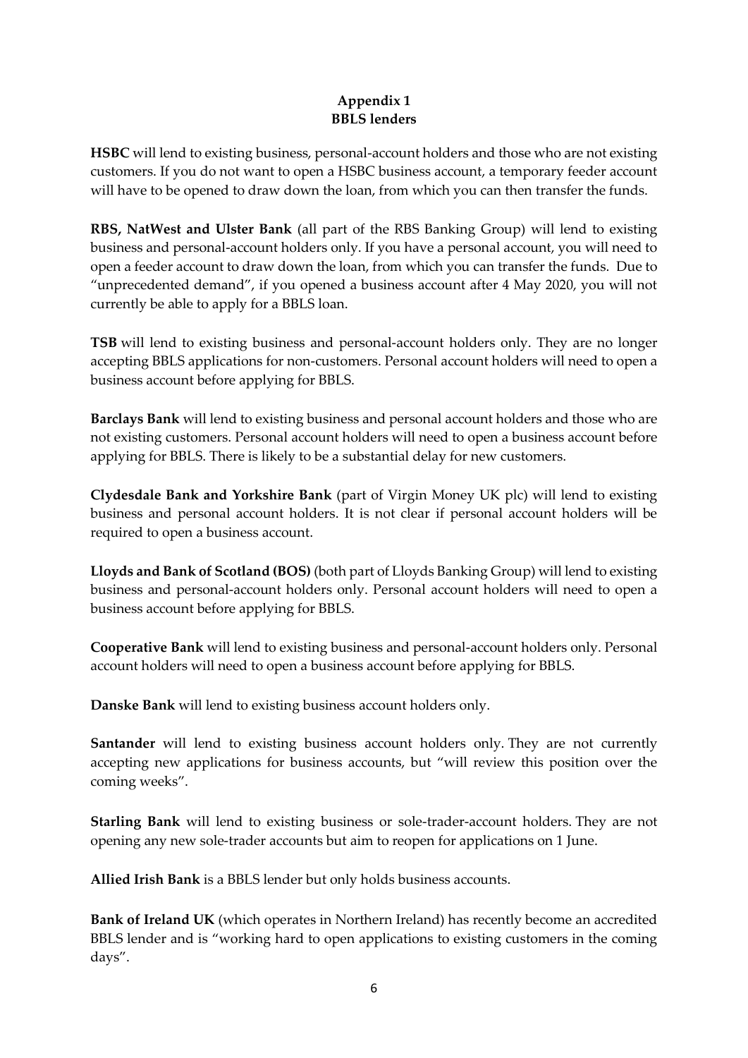# Appendix 1
## BBLS lenders

**HSBC** will lend to existing business, personal-account holders and those who are not existing customers. If you do not want to open a HSBC business account, a temporary feeder account will have to be opened to draw down the loan, from which you can then transfer the funds.

**RBS, NatWest and Ulster Bank** (all part of the RBS Banking Group) will lend to existing business and personal-account holders only. If you have a personal account, you will need to open a feeder account to draw down the loan, from which you can transfer the funds. Due to "unprecedented demand", if you opened a business account after 4 May 2020, you will not currently be able to apply for a BBLS loan.

**TSB** will lend to existing business and personal-account holders only. They are no longer accepting BBLS applications for non-customers. Personal account holders will need to open a business account before applying for BBLS.

**Barclays Bank** will lend to existing business and personal account holders and those who are not existing customers. Personal account holders will need to open a business account before applying for BBLS. There is likely to be a substantial delay for new customers.

**Clydesdale Bank and Yorkshire Bank** (part of Virgin Money UK plc) will lend to existing business and personal account holders. It is not clear if personal account holders will be required to open a business account.

**Lloyds and Bank of Scotland (BOS)** (both part of Lloyds Banking Group) will lend to existing business and personal-account holders only. Personal account holders will need to open a business account before applying for BBLS.

**Cooperative Bank** will lend to existing business and personal-account holders only. Personal account holders will need to open a business account before applying for BBLS.

**Danske Bank** will lend to existing business account holders only.

**Santander** will lend to existing business account holders only. They are not currently accepting new applications for business accounts, but "will review this position over the coming weeks".

**Starling Bank** will lend to existing business or sole-trader-account holders. They are not opening any new sole-trader accounts but aim to reopen for applications on 1 June.

**Allied Irish Bank** is a BBLS lender but only holds business accounts.

**Bank of Ireland UK** (which operates in Northern Ireland) has recently become an accredited BBLS lender and is "working hard to open applications to existing customers in the coming days".